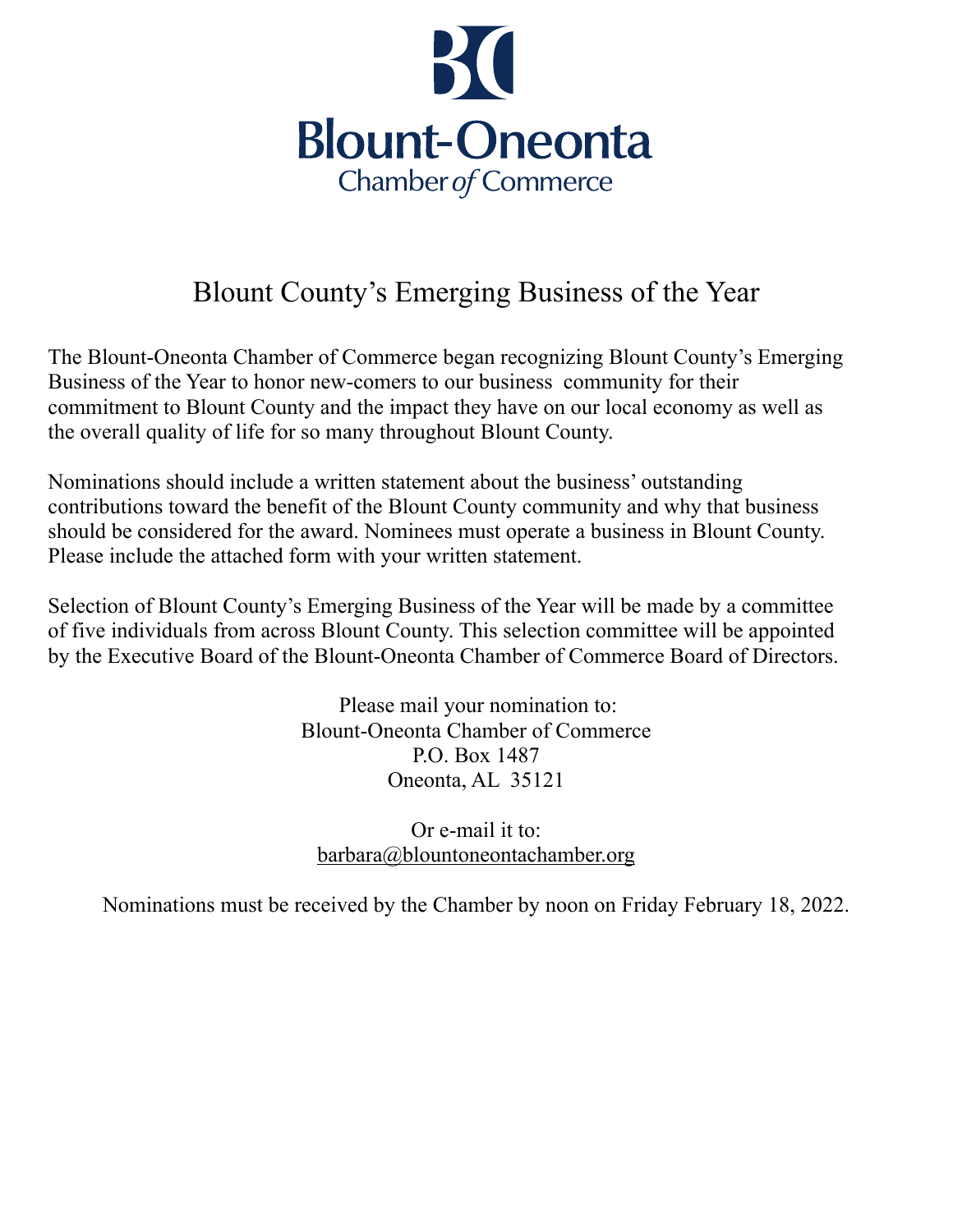**Blount-Oneonta**
Chamber *of* Commerce

# Blount County's Emerging Business of the Year

The Blount-Oneonta Chamber of Commerce began recognizing Blount County's Emerging Business of the Year to honor new-comers to our business community for their commitment to Blount County and the impact they have on our local economy as well as the overall quality of life for so many throughout Blount County.

Nominations should include a written statement about the business' outstanding contributions toward the benefit of the Blount County community and why that business should be considered for the award. Nominees must operate a business in Blount County. Please include the attached form with your written statement.

Selection of Blount County's Emerging Business of the Year will be made by a committee of five individuals from across Blount County. This selection committee will be appointed by the Executive Board of the Blount-Oneonta Chamber of Commerce Board of Directors.

Please mail your nomination to:
Blount-Oneonta Chamber of Commerce
P.O. Box 1487
Oneonta, AL 35121

Or e-mail it to:
barbara@blountoneontachamber.org

Nominations must be received by the Chamber by noon on Friday February 18, 2022.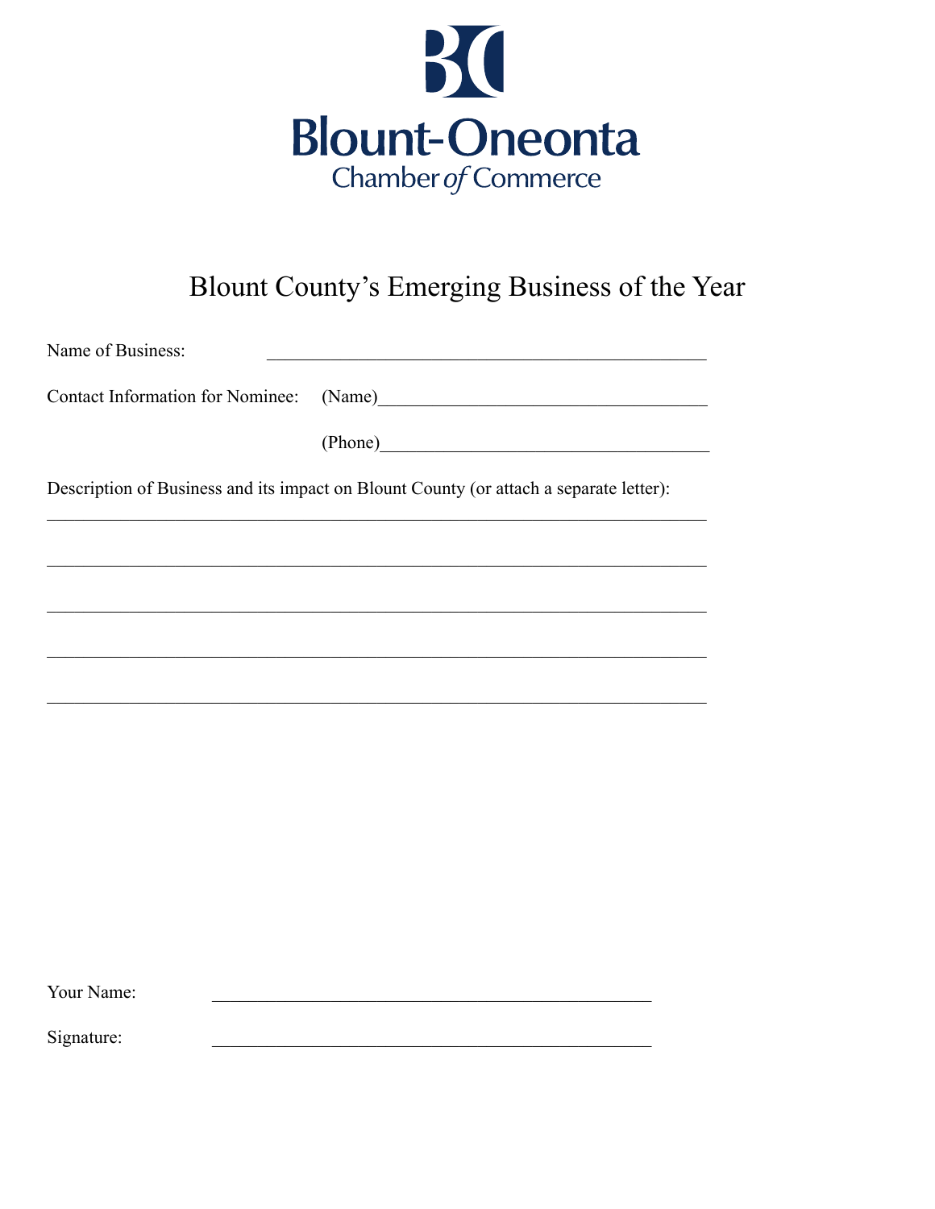**Blount-Oneonta**
Chamber *of* Commerce

# Blount County's Emerging Business of the Year

Name of Business: \_\_\_\_\_\_\_\_\_\_\_\_\_\_\_\_\_\_\_\_\_\_\_\_\_\_\_\_\_\_\_\_\_\_\_\_\_\_\_\_\_\_\_\_\_\_

Contact Information for Nominee: (Name)\_\_\_\_\_\_\_\_\_\_\_\_\_\_\_\_\_\_\_\_\_\_\_\_\_\_\_\_\_\_\_\_\_\_\_\_

(Phone)\_\_\_\_\_\_\_\_\_\_\_\_\_\_\_\_\_\_\_\_\_\_\_\_\_\_\_\_\_\_\_\_\_\_\_\_

Description of Business and its impact on Blount County (or attach a separate letter):

\_\_\_\_\_\_\_\_\_\_\_\_\_\_\_\_\_\_\_\_\_\_\_\_\_\_\_\_\_\_\_\_\_\_\_\_\_\_\_\_\_\_\_\_\_\_\_\_\_\_\_\_\_\_\_\_\_\_\_\_\_\_\_\_\_\_\_\_\_\_\_\_

\_\_\_\_\_\_\_\_\_\_\_\_\_\_\_\_\_\_\_\_\_\_\_\_\_\_\_\_\_\_\_\_\_\_\_\_\_\_\_\_\_\_\_\_\_\_\_\_\_\_\_\_\_\_\_\_\_\_\_\_\_\_\_\_\_\_\_\_\_\_\_\_

\_\_\_\_\_\_\_\_\_\_\_\_\_\_\_\_\_\_\_\_\_\_\_\_\_\_\_\_\_\_\_\_\_\_\_\_\_\_\_\_\_\_\_\_\_\_\_\_\_\_\_\_\_\_\_\_\_\_\_\_\_\_\_\_\_\_\_\_\_\_\_\_

\_\_\_\_\_\_\_\_\_\_\_\_\_\_\_\_\_\_\_\_\_\_\_\_\_\_\_\_\_\_\_\_\_\_\_\_\_\_\_\_\_\_\_\_\_\_\_\_\_\_\_\_\_\_\_\_\_\_\_\_\_\_\_\_\_\_\_\_\_\_\_\_

\_\_\_\_\_\_\_\_\_\_\_\_\_\_\_\_\_\_\_\_\_\_\_\_\_\_\_\_\_\_\_\_\_\_\_\_\_\_\_\_\_\_\_\_\_\_\_\_\_\_\_\_\_\_\_\_\_\_\_\_\_\_\_\_\_\_\_\_\_\_\_\_

Your Name: \_\_\_\_\_\_\_\_\_\_\_\_\_\_\_\_\_\_\_\_\_\_\_\_\_\_\_\_\_\_\_\_\_\_\_\_\_\_\_\_\_\_\_\_\_\_

Signature: \_\_\_\_\_\_\_\_\_\_\_\_\_\_\_\_\_\_\_\_\_\_\_\_\_\_\_\_\_\_\_\_\_\_\_\_\_\_\_\_\_\_\_\_\_\_